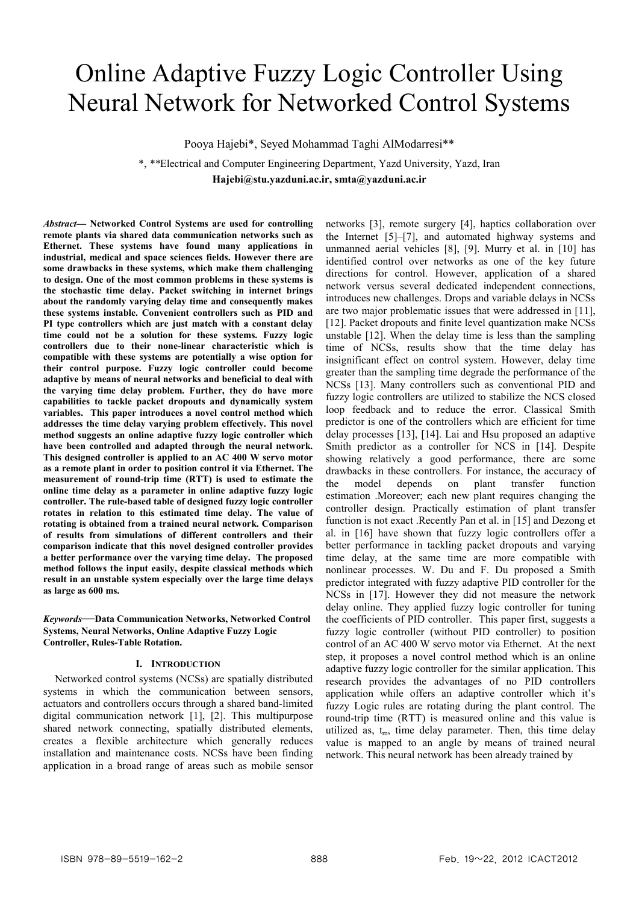# Online Adaptive Fuzzy Logic Controller Using Neural Network for Networked Control Systems

Pooya Hajebi*, Seyed Mohammad Taghi AlModarresi**

*, **Electrical and Computer Engineering Department, Yazd University, Yazd, Iran

**Hajebi@stu.yazduni.ac.ir, smta@yazduni.ac.ir**

***Abstract*— Networked Control Systems are used for controlling remote plants via shared data communication networks such as Ethernet. These systems have found many applications in industrial, medical and space sciences fields. However there are some drawbacks in these systems, which make them challenging to design. One of the most common problems in these systems is the stochastic time delay. Packet switching in internet brings about the randomly varying delay time and consequently makes these systems instable. Convenient controllers such as PID and PI type controllers which are just match with a constant delay time could not be a solution for these systems. Fuzzy logic controllers due to their none-linear characteristic which is compatible with these systems are potentially a wise option for their control purpose. Fuzzy logic controller could become adaptive by means of neural networks and beneficial to deal with the varying time delay problem. Further, they do have more capabilities to tackle packet dropouts and dynamically system variables. This paper introduces a novel control method which addresses the time delay varying problem effectively. This novel method suggests an online adaptive fuzzy logic controller which have been controlled and adapted through the neural network. This designed controller is applied to an AC 400 W servo motor as a remote plant in order to position control it via Ethernet. The measurement of round-trip time (RTT) is used to estimate the online time delay as a parameter in online adaptive fuzzy logic controller. The rule-based table of designed fuzzy logic controller rotates in relation to this estimated time delay. The value of rotating is obtained from a trained neural network. Comparison of results from simulations of different controllers and their comparison indicate that this novel designed controller provides a better performance over the varying time delay. The proposed method follows the input easily, despite classical methods which result in an unstable system especially over the large time delays as large as 600 ms.**

***Keywords*—Data Communication Networks, Networked Control Systems, Neural Networks, Online Adaptive Fuzzy Logic Controller, Rules-Table Rotation.**

## I. Introduction

Networked control systems (NCSs) are spatially distributed systems in which the communication between sensors, actuators and controllers occurs through a shared band-limited digital communication network [1], [2]. This multipurpose shared network connecting, spatially distributed elements, creates a flexible architecture which generally reduces installation and maintenance costs. NCSs have been finding application in a broad range of areas such as mobile sensor networks [3], remote surgery [4], haptics collaboration over the Internet [5]–[7], and automated highway systems and unmanned aerial vehicles [8], [9]. Murry et al. in [10] has identified control over networks as one of the key future directions for control. However, application of a shared network versus several dedicated independent connections, introduces new challenges. Drops and variable delays in NCSs are two major problematic issues that were addressed in [11], [12]. Packet dropouts and finite level quantization make NCSs unstable [12]. When the delay time is less than the sampling time of NCSs, results show that the time delay has insignificant effect on control system. However, delay time greater than the sampling time degrade the performance of the NCSs [13]. Many controllers such as conventional PID and fuzzy logic controllers are utilized to stabilize the NCS closed loop feedback and to reduce the error. Classical Smith predictor is one of the controllers which are efficient for time delay processes [13], [14]. Lai and Hsu proposed an adaptive Smith predictor as a controller for NCS in [14]. Despite showing relatively a good performance, there are some drawbacks in these controllers. For instance, the accuracy of the model depends on plant transfer function estimation .Moreover; each new plant requires changing the controller design. Practically estimation of plant transfer function is not exact .Recently Pan et al. in [15] and Dezong et al. in [16] have shown that fuzzy logic controllers offer a better performance in tackling packet dropouts and varying time delay, at the same time are more compatible with nonlinear processes. W. Du and F. Du proposed a Smith predictor integrated with fuzzy adaptive PID controller for the NCSs in [17]. However they did not measure the network delay online. They applied fuzzy logic controller for tuning the coefficients of PID controller. This paper first, suggests a fuzzy logic controller (without PID controller) to position control of an AC 400 W servo motor via Ethernet. At the next step, it proposes a novel control method which is an online adaptive fuzzy logic controller for the similar application. This research provides the advantages of no PID controllers application while offers an adaptive controller which it's fuzzy Logic rules are rotating during the plant control. The round-trip time (RTT) is measured online and this value is utilized as, $t_m$, time delay parameter. Then, this time delay value is mapped to an angle by means of trained neural network. This neural network has been already trained by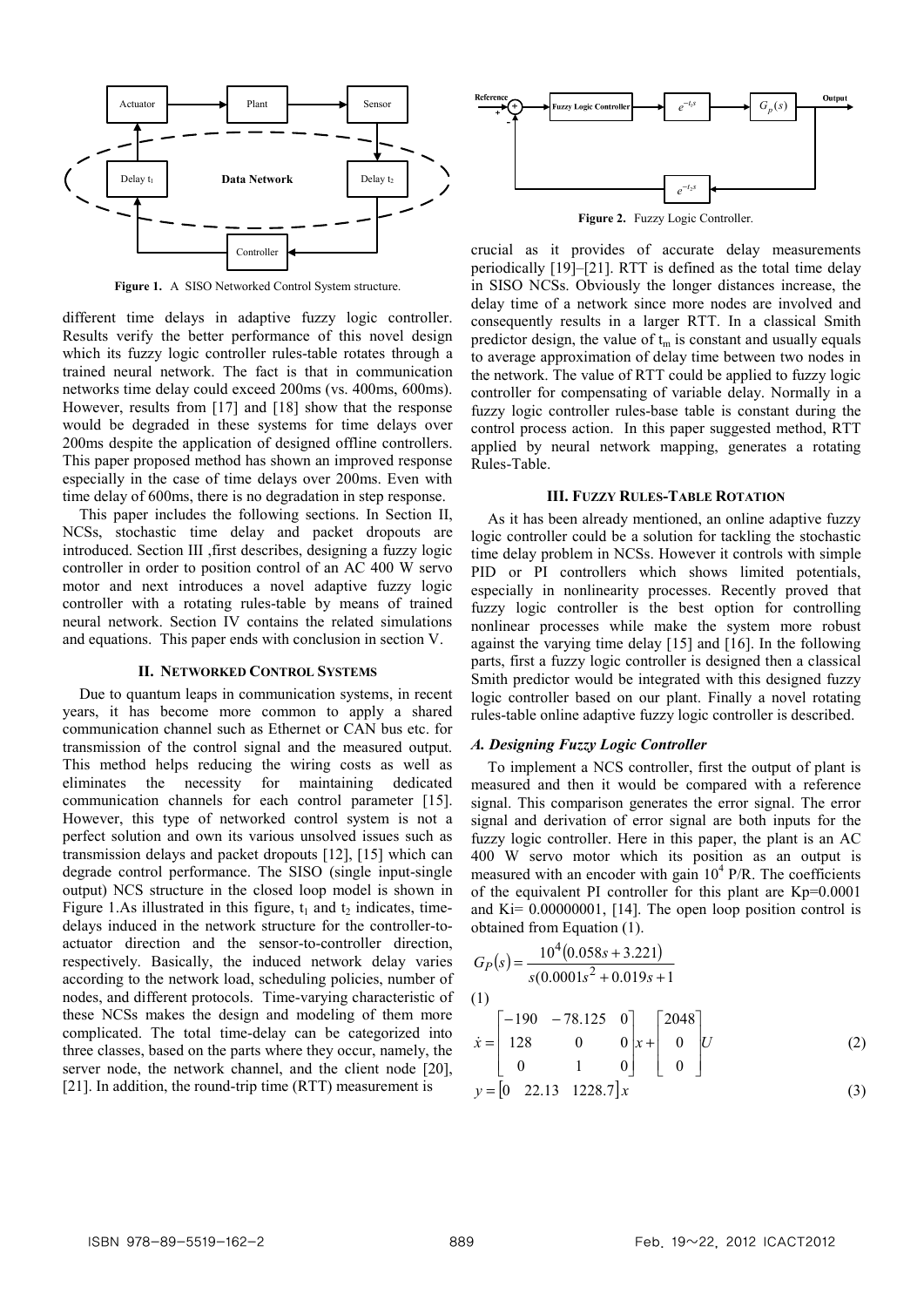Figure 1. A SISO Networked Control System structure.

different time delays in adaptive fuzzy logic controller. Results verify the better performance of this novel design which its fuzzy logic controller rules-table rotates through a trained neural network. The fact is that in communication networks time delay could exceed 200ms (vs. 400ms, 600ms). However, results from [17] and [18] show that the response would be degraded in these systems for time delays over 200ms despite the application of designed offline controllers. This paper proposed method has shown an improved response especially in the case of time delays over 200ms. Even with time delay of 600ms, there is no degradation in step response.

This paper includes the following sections. In Section II, NCSs, stochastic time delay and packet dropouts are introduced. Section III ,first describes, designing a fuzzy logic controller in order to position control of an AC 400 W servo motor and next introduces a novel adaptive fuzzy logic controller with a rotating rules-table by means of trained neural network. Section IV contains the related simulations and equations. This paper ends with conclusion in section V.

## II. Networked Control Systems

Due to quantum leaps in communication systems, in recent years, it has become more common to apply a shared communication channel such as Ethernet or CAN bus etc. for transmission of the control signal and the measured output. This method helps reducing the wiring costs as well as eliminates the necessity for maintaining dedicated communication channels for each control parameter [15]. However, this type of networked control system is not a perfect solution and own its various unsolved issues such as transmission delays and packet dropouts [12], [15] which can degrade control performance. The SISO (single input-single output) NCS structure in the closed loop model is shown in Figure 1.As illustrated in this figure, $t_1$ and $t_2$ indicates, time-delays induced in the network structure for the controller-to-actuator direction and the sensor-to-controller direction, respectively. Basically, the induced network delay varies according to the network load, scheduling policies, number of nodes, and different protocols. Time-varying characteristic of these NCSs makes the design and modeling of them more complicated. The total time-delay can be categorized into three classes, based on the parts where they occur, namely, the server node, the network channel, and the client node [20], [21]. In addition, the round-trip time (RTT) measurement is crucial as it provides of accurate delay measurements periodically [19]–[21]. RTT is defined as the total time delay in SISO NCSs. Obviously the longer distances increase, the delay time of a network since more nodes are involved and consequently results in a larger RTT. In a classical Smith predictor design, the value of $t_m$ is constant and usually equals to average approximation of delay time between two nodes in the network. The value of RTT could be applied to fuzzy logic controller for compensating of variable delay. Normally in a fuzzy logic controller rules-base table is constant during the control process action. In this paper suggested method, RTT applied by neural network mapping, generates a rotating Rules-Table.

Figure 2. Fuzzy Logic Controller.

## III. Fuzzy Rules-Table Rotation

As it has been already mentioned, an online adaptive fuzzy logic controller could be a solution for tackling the stochastic time delay problem in NCSs. However it controls with simple PID or PI controllers which shows limited potentials, especially in nonlinearity processes. Recently proved that fuzzy logic controller is the best option for controlling nonlinear processes while make the system more robust against the varying time delay [15] and [16]. In the following parts, first a fuzzy logic controller is designed then a classical Smith predictor would be integrated with this designed fuzzy logic controller based on our plant. Finally a novel rotating rules-table online adaptive fuzzy logic controller is described.

### *A. Designing Fuzzy Logic Controller*

To implement a NCS controller, first the output of plant is measured and then it would be compared with a reference signal. This comparison generates the error signal. The error signal and derivation of error signal are both inputs for the fuzzy logic controller. Here in this paper, the plant is an AC 400 W servo motor which its position as an output is measured with an encoder with gain $10^4$ P/R. The coefficients of the equivalent PI controller for this plant are Kp=0.0001 and Ki= 0.00000001, [14]. The open loop position control is obtained from Equation (1).

$$G_P(s) = \frac{10^4(0.058s + 3.221)}{s(0.0001s^2 + 0.019s + 1} \quad (1)$$

$$\dot{x} = \begin{bmatrix} -190 & -78.125 & 0 \\ 128 & 0 & 0 \\ 0 & 1 & 0 \end{bmatrix} x + \begin{bmatrix} 2048 \\ 0 \\ 0 \end{bmatrix} U \quad (2)$$

$$y = \begin{bmatrix} 0 & 22.13 & 1228.7 \end{bmatrix} x \quad (3)$$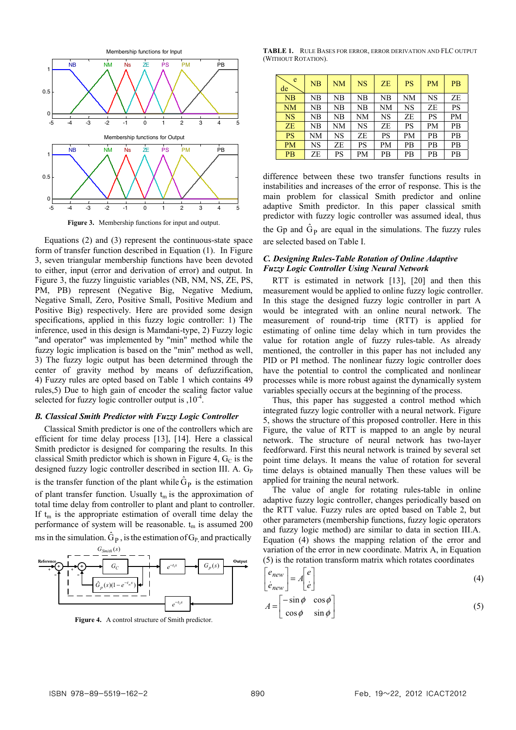Figure 3. Membership functions for input and output.

Equations (2) and (3) represent the continuous-state space form of transfer function described in Equation (1). In Figure 3, seven triangular membership functions have been devoted to either, input (error and derivation of error) and output. In Figure 3, the fuzzy linguistic variables (NB, NM, NS, ZE, PS, PM, PB) represent (Negative Big, Negative Medium, Negative Small, Zero, Positive Small, Positive Medium and Positive Big) respectively. Here are provided some design specifications, applied in this fuzzy logic controller: 1) The inference, used in this design is Mamdani-type, 2) Fuzzy logic "and operator" was implemented by "min" method while the fuzzy logic implication is based on the "min" method as well, 3) The fuzzy logic output has been determined through the center of gravity method by means of defuzzification, 4) Fuzzy rules are opted based on Table 1 which contains 49 rules,5) Due to high gain of encoder the scaling factor value selected for fuzzy logic controller output is ,$10^{-4}$.

### B. Classical Smith Predictor with Fuzzy Logic Controller

Classical Smith predictor is one of the controllers which are efficient for time delay process [13], [14]. Here a classical Smith predictor is designed for comparing the results. In this classical Smith predictor which is shown in Figure 4, $G_C$ is the designed fuzzy logic controller described in section III. A. $G_P$ is the transfer function of the plant while $\hat{G}_P$ is the estimation of plant transfer function. Usually $t_m$ is the approximation of total time delay from controller to plant and plant to controller. If $t_m$ is the appropriate estimation of overall time delay the performance of system will be reasonable. $t_m$ is assumed 200 ms in the simulation. $\hat{G}_P$ , is the estimation of $G_P$, and practically

Figure 4. A control structure of Smith predictor.

TABLE 1. RULE BASES FOR ERROR, ERROR DERIVATION AND FLC OUTPUT (WITHOUT ROTATION).

| de \ e | NB | NM | NS | ZE | PS | PM | PB |
|---|---|---|---|---|---|---|---|
| NB | NB | NB | NB | NB | NM | NS | ZE |
| NM | NB | NB | NB | NM | NS | ZE | PS |
| NS | NB | NB | NM | NS | ZE | PS | PM |
| ZE | NB | NM | NS | ZE | PS | PM | PB |
| PS | NM | NS | ZE | PS | PM | PB | PB |
| PM | NS | ZE | PS | PM | PB | PB | PB |
| PB | ZE | PS | PM | PB | PB | PB | PB |

difference between these two transfer functions results in instabilities and increases of the error of response. This is the main problem for classical Smith predictor and online adaptive Smith predictor. In this paper classical smith predictor with fuzzy logic controller was assumed ideal, thus the Gp and $\hat{G}_P$ are equal in the simulations. The fuzzy rules are selected based on Table I.

### C. Designing Rules-Table Rotation of Online Adaptive Fuzzy Logic Controller Using Neural Network

RTT is estimated in network [13], [20] and then this measurement would be applied to online fuzzy logic controller. In this stage the designed fuzzy logic controller in part A would be integrated with an online neural network. The measurement of round-trip time (RTT) is applied for estimating of online time delay which in turn provides the value for rotation angle of fuzzy rules-table. As already mentioned, the controller in this paper has not included any PID or PI method. The nonlinear fuzzy logic controller does have the potential to control the complicated and nonlinear processes which is more robust against the dynamically system variables specially occurs at the beginning of the process.

Thus, this paper has suggested a control method which integrated fuzzy logic controller with a neural network. Figure 5, shows the structure of this proposed controller. Here in this Figure, the value of RTT is mapped to an angle by neural network. The structure of neural network has two-layer feedforward. First this neural network is trained by several set point time delays. It means the value of rotation for several time delays is obtained manually Then these values will be applied for training the neural network.

The value of angle for rotating rules-table in online adaptive fuzzy logic controller, changes periodically based on the RTT value. Fuzzy rules are opted based on Table 2, but other parameters (membership functions, fuzzy logic operators and fuzzy logic method) are similar to data in section III.A. Equation (4) shows the mapping relation of the error and variation of the error in new coordinate. Matrix A, in Equation (5) is the rotation transform matrix which rotates coordinates

$$\begin{bmatrix} e_{new} \\ \dot{e}_{new} \end{bmatrix} = A \begin{bmatrix} e \\ \dot{e} \end{bmatrix} \tag{4}$$

$$A = \begin{bmatrix} -\sin\phi & \cos\phi \\ \cos\phi & \sin\phi \end{bmatrix} \tag{5}$$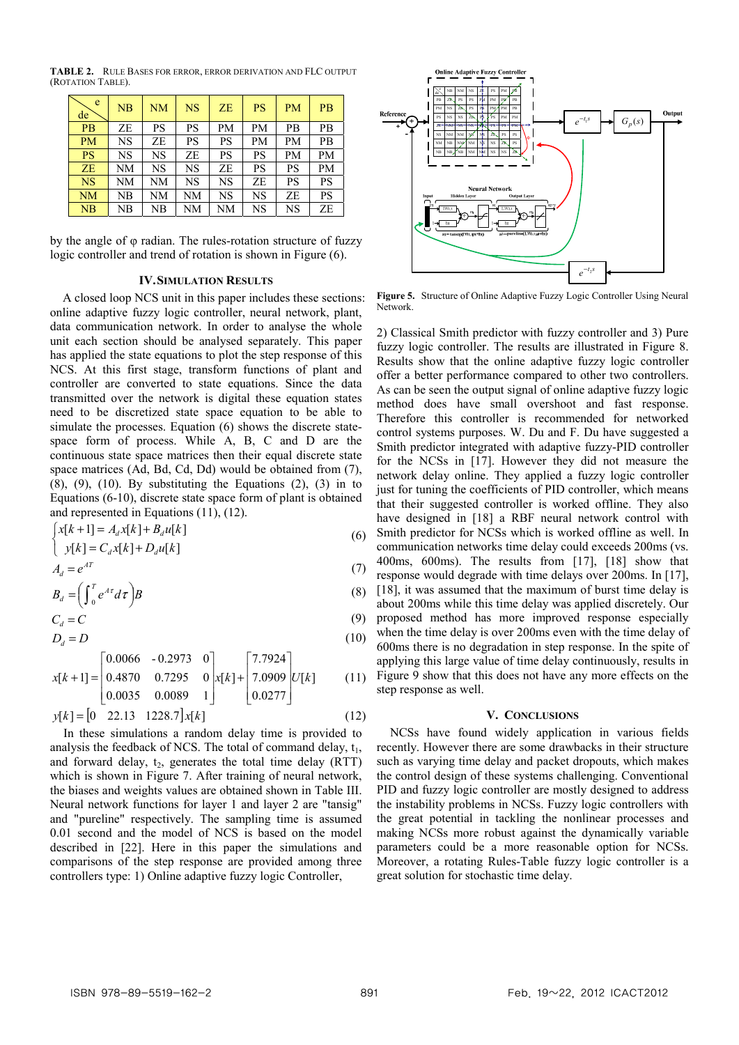**TABLE 2.** RULE BASES FOR ERROR, ERROR DERIVATION AND FLC OUTPUT (ROTATION TABLE).

| de \ e | NB | NM | NS | ZE | PS | PM | PB |
|---|---|---|---|---|---|---|---|
| PB | ZE | PS | PS | PM | PM | PB | PB |
| PM | NS | ZE | PS | PS | PM | PM | PB |
| PS | NS | NS | ZE | PS | PS | PM | PM |
| ZE | NM | NS | NS | ZE | PS | PS | PM |
| NS | NM | NM | NS | NS | ZE | PS | PS |
| NM | NB | NM | NM | NS | NS | ZE | PS |
| NB | NB | NB | NM | NM | NS | NS | ZE |

by the angle of φ radian. The rules-rotation structure of fuzzy logic controller and trend of rotation is shown in Figure (6).

## IV. SIMULATION RESULTS

A closed loop NCS unit in this paper includes these sections: online adaptive fuzzy logic controller, neural network, plant, data communication network. In order to analyse the whole unit each section should be analysed separately. This paper has applied the state equations to plot the step response of this NCS. At this first stage, transform functions of plant and controller are converted to state equations. Since the data transmitted over the network is digital these equation states need to be discretized state space equation to be able to simulate the processes. Equation (6) shows the discrete state-space form of process. While A, B, C and D are the continuous state space matrices then their equal discrete state space matrices (Ad, Bd, Cd, Dd) would be obtained from (7), (8), (9), (10). By substituting the Equations (2), (3) in to Equations (6-10), discrete state space form of plant is obtained and represented in Equations (11), (12).

$$\begin{cases} x[k+1] = A_d x[k] + B_d u[k] \\ y[k] = C_d x[k] + D_d u[k] \end{cases} \tag{6}$$

$$A_d = e^{AT} \tag{7}$$

$$B_d = \left(\int_0^T e^{A\tau} d\tau\right) B \tag{8}$$

$$C_d = C \tag{9}$$

$$D_d = D \tag{10}$$

$$x[k+1] = \begin{bmatrix} 0.0066 & -0.2973 & 0 \\ 0.4870 & 0.7295 & 0 \\ 0.0035 & 0.0089 & 1 \end{bmatrix} x[k] + \begin{bmatrix} 7.7924 \\ 7.0909 \\ 0.0277 \end{bmatrix} U[k] \tag{11}$$

$$y[k] = \begin{bmatrix} 0 & 22.13 & 1228.7 \end{bmatrix} x[k] \tag{12}$$

In these simulations a random delay time is provided to analysis the feedback of NCS. The total of command delay, $t_1$, and forward delay, $t_2$, generates the total time delay (RTT) which is shown in Figure 7. After training of neural network, the biases and weights values are obtained shown in Table III. Neural network functions for layer 1 and layer 2 are "tansig" and "pureline" respectively. The sampling time is assumed 0.01 second and the model of NCS is based on the model described in [22]. Here in this paper the simulations and comparisons of the step response are provided among three controllers type: 1) Online adaptive fuzzy logic Controller, 2) Classical Smith predictor with fuzzy controller and 3) Pure fuzzy logic controller. The results are illustrated in Figure 8. Results show that the online adaptive fuzzy logic controller offer a better performance compared to other two controllers. As can be seen the output signal of online adaptive fuzzy logic method does have small overshoot and fast response. Therefore this controller is recommended for networked control systems purposes. W. Du and F. Du have suggested a Smith predictor integrated with adaptive fuzzy-PID controller for the NCSs in [17]. However they did not measure the network delay online. They applied a fuzzy logic controller just for tuning the coefficients of PID controller, which means that their suggested controller is worked offline. They also have designed in [18] a RBF neural network control with Smith predictor for NCSs which is worked offline as well. In communication networks time delay could exceeds 200ms (vs. 400ms, 600ms). The results from [17], [18] show that response would degrade with time delays over 200ms. In [17], [18], it was assumed that the maximum of burst time delay is about 200ms while this time delay was applied discretely. Our proposed method has more improved response especially when the time delay is over 200ms even with the time delay of 600ms there is no degradation in step response. In the spite of applying this large value of time delay continuously, results in Figure 9 show that this does not have any more effects on the step response as well.

Figure 5. Structure of Online Adaptive Fuzzy Logic Controller Using Neural Network.

## V. CONCLUSIONS

NCSs have found widely application in various fields recently. However there are some drawbacks in their structure such as varying time delay and packet dropouts, which makes the control design of these systems challenging. Conventional PID and fuzzy logic controller are mostly designed to address the instability problems in NCSs. Fuzzy logic controllers with the great potential in tackling the nonlinear processes and making NCSs more robust against the dynamically variable parameters could be a more reasonable option for NCSs. Moreover, a rotating Rules-Table fuzzy logic controller is a great solution for stochastic time delay.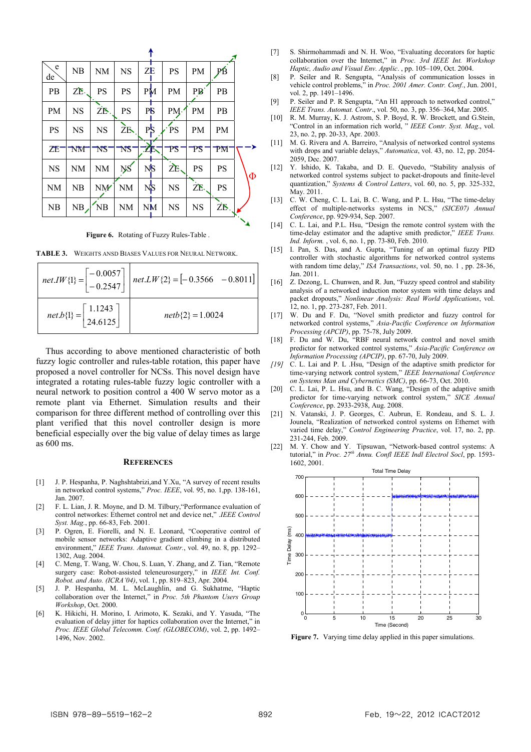| e / de | NB | NM | NS | ZE | PS | PM | PB |
|---|---|---|---|---|---|---|---|
| PB | ZE | PS | PS | PM | PM | PB | PB |
| PM | NS | ZE | PS | PS | PM | PM | PB |
| PS | NS | NS | ZE | PS | PS | PM | PM |
| ZE | NM | NS | NS | ZE | PS | PS | PM |
| NS | NM | NM | NS | NS | ZE | PS | PS |
| NM | NB | NM | NM | NS | NS | ZE | PS |
| NB | NB | NB | NM | NM | NS | NS | ZE |

**Figure 6.** Rotating of Fuzzy Rules-Table .

**TABLE 3.** WEIGHTS ANSD BIASES VALUES FOR NEURAL NETWORK.

| | |
|---|---|
| $net.IW\{1\} = \begin{bmatrix} -0.0057 \\ -0.2547 \end{bmatrix}$ | $net.LW\{2\} = \begin{bmatrix} -0.3566 & -0.8011 \end{bmatrix}$ |
| $net.b\{1\} = \begin{bmatrix} 1.1243 \\ 24.6125 \end{bmatrix}$ | $netb\{2\} = 1.0024$ |

Thus according to above mentioned characteristic of both fuzzy logic controller and rules-table rotation, this paper have proposed a novel controller for NCSs. This novel design have integrated a rotating rules-table fuzzy logic controller with a neural network to position control a 400 W servo motor as a remote plant via Ethernet. Simulation results and their comparison for three different method of controlling over this plant verified that this novel controller design is more beneficial especially over the big value of delay times as large as 600 ms.

## REFERENCES

[1] J. P. Hespanha, P. Naghshtabrizi,and Y.Xu, "A survey of recent results in networked control systems," *Proc. IEEE*, vol. 95, no. 1,pp. 138-161, Jan. 2007.

[2] F. L. Lian, J. R. Moyne, and D. M. Tilbury,"Performance evaluation of control networkes: Ethernet control net and device net," *.IEEE Control Syst. Mag.*, pp. 66-83, Feb. 2001.

[3] P. Ogren, E. Fiorelli, and N. E. Leonard, "Cooperative control of mobile sensor networks: Adaptive gradient climbing in a distributed environment," *IEEE Trans. Automat. Contr.*, vol. 49, no. 8, pp. 1292–1302, Aug. 2004.

[4] C. Meng, T. Wang, W. Chou, S. Luan, Y. Zhang, and Z. Tian, "Remote surgery case: Robot-assisted teleneurosurgery," in *IEEE Int. Conf. Robot. and Auto. (ICRA'04)*, vol. 1, pp. 819–823, Apr. 2004.

[5] J. P. Hespanha, M. L. McLaughlin, and G. Sukhatme, "Haptic collaboration over the Internet," in *Proc. 5th Phantom Users Group Workshop*, Oct. 2000.

[6] K. Hikichi, H. Morino, I. Arimoto, K. Sezaki, and Y. Yasuda, "The evaluation of delay jitter for haptics collaboration over the Internet," in *Proc. IEEE Global Telecomm. Conf. (GLOBECOM)*, vol. 2, pp. 1492–1496, Nov. 2002.

[7] S. Shirmohammadi and N. H. Woo, "Evaluating decorators for haptic collaboration over the Internet," in *Proc. 3rd IEEE Int. Workshop Haptic, Audio and Visual Env. Applic.* , pp. 105–109, Oct. 2004.

[8] P. Seiler and R. Sengupta, "Analysis of communication losses in vehicle control problems," in *Proc. 2001 Amer. Contr. Conf.*, Jun. 2001, vol. 2, pp. 1491–1496.

[9] P. Seiler and P. R Sengupta, "An H1 approach to networked control," *IEEE Trans. Automat. Contr*., vol. 50, no. 3, pp. 356–364, Mar. 2005.

[10] R. M. Murray, K. J. Astrom, S. P. Boyd, R. W. Brockett, and G.Stein, "Control in an information rich world, " *IEEE Contr. Syst. Mag*., vol. 23, no. 2, pp. 20-33, Apr. 2003.

[11] M. G. Rivera and A. Barreiro, "Analysis of networked control systems with drops and variable delays," *Automatica*, vol. 43, no. 12, pp. 2054-2059, Dec. 2007.

[12] Y. Ishido, K. Takaba, and D. E. Quevedo, "Stability analysis of networked control systems subject to packet-dropouts and finite-level quantization," *Systems & Control Letters*, vol. 60, no. 5, pp. 325-332, May. 2011.

[13] C. W. Cheng, C. L. Lai, B. C. Wang, and P. L. Hsu, "The time-delay effect of multiple-networks systems in NCS," *(SICE07) Annual Conference*, pp. 929-934, Sep. 2007.

[14] C. L. Lai, and P.L. Hsu, "Design the remote control system with the time-delay estimator and the adaptive smith predictor," *IEEE Trans. Ind. Inform.* , vol. 6, no. 1, pp. 73-80, Feb. 2010.

[15] I. Pan, S. Das, and A. Gupta, "Tuning of an optimal fuzzy PID controller with stochastic algorithms for networked control systems with random time delay," *ISA Transactions*, vol. 50, no. 1 , pp. 28-36, Jan. 2011.

[16] Z. Dezong, L. Chunwen, and R. Jun, "Fuzzy speed control and stability analysis of a networked induction motor system with time delays and packet dropouts," *Nonlinear Analysis: Real World Applications*, vol. 12, no. 1, pp. 273-287, Feb. 2011.

[17] W. Du and F. Du, "Novel smith predictor and fuzzy control for networked control systems," *Asia-Pacific Conference on Information Processing (APCIP)*, pp. 75-78, July 2009.

[18] F. Du and W. Du, "RBF neural network control and novel smith predictor for networked control systems," *Asia-Pacific Conference on Information Processing (APCIP)*, pp. 67-70, July 2009.

[19] C. L. Lai and P. L .Hsu, "Design of the adaptive smith predictor for time-varying network control system," *IEEE International Conference on Systems Man and Cybernetics (SMC)*, pp. 66-73, Oct. 2010.

[20] C. L. Lai, P. L. Hsu, and B. C. Wang, "Design of the adaptive smith predictor for time-varying network control system," *SICE Annual Conference*, pp. 2933-2938, Aug. 2008.

[21] N. Vatanski, J. P. Georges, C. Aubrun, E. Rondeau, and S. L. J. Jounela, "Realization of networked control systems on Ethernet with varied time delay," *Control Engineering Practice*, vol. 17, no. 2, pp. 231-244, Feb. 2009.

[22] M. Y. Chow and Y. Tipsuwan, "Network-based control systems: A tutorial," in *Proc. 27th Annu. Confl IEEE Indl Electrol Socl*, pp. 1593-1602, 2001.

**Figure 7.** Varying time delay applied in this paper simulations.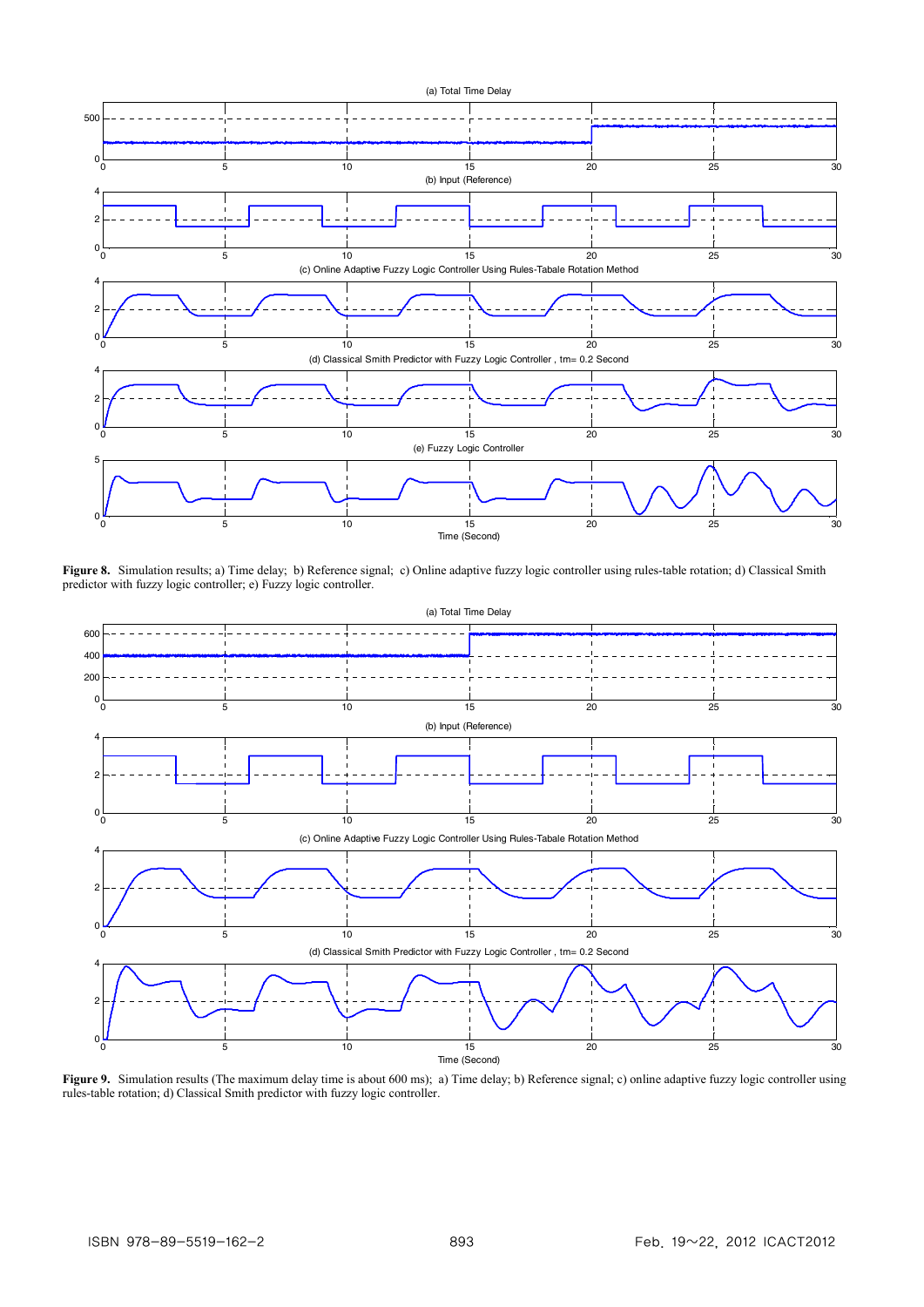(a) Total Time Delay

500

0

0 5 10 15 20 25 30

(b) Input (Reference)

4

2

0

0 5 10 15 20 25 30

(c) Online Adaptive Fuzzy Logic Controller Using Rules-Tabale Rotation Method

4

2

0

0 5 10 15 20 25 30

(d) Classical Smith Predictor with Fuzzy Logic Controller , tm= 0.2 Second

4

2

0

0 5 10 15 20 25 30

(e) Fuzzy Logic Controller

5

0

0 5 10 15 20 25 30

Time (Second)

**Figure 8.** Simulation results; a) Time delay; b) Reference signal; c) Online adaptive fuzzy logic controller using rules-table rotation; d) Classical Smith predictor with fuzzy logic controller; e) Fuzzy logic controller.

(a) Total Time Delay

600

400

200

0

0 5 10 15 20 25 30

(b) Input (Reference)

4

2

0

0 5 10 15 20 25 30

(c) Online Adaptive Fuzzy Logic Controller Using Rules-Tabale Rotation Method

4

2

0

0 5 10 15 20 25 30

(d) Classical Smith Predictor with Fuzzy Logic Controller , tm= 0.2 Second

4

2

0

0 5 10 15 20 25 30

Time (Second)

**Figure 9.** Simulation results (The maximum delay time is about 600 ms); a) Time delay; b) Reference signal; c) online adaptive fuzzy logic controller using rules-table rotation; d) Classical Smith predictor with fuzzy logic controller.